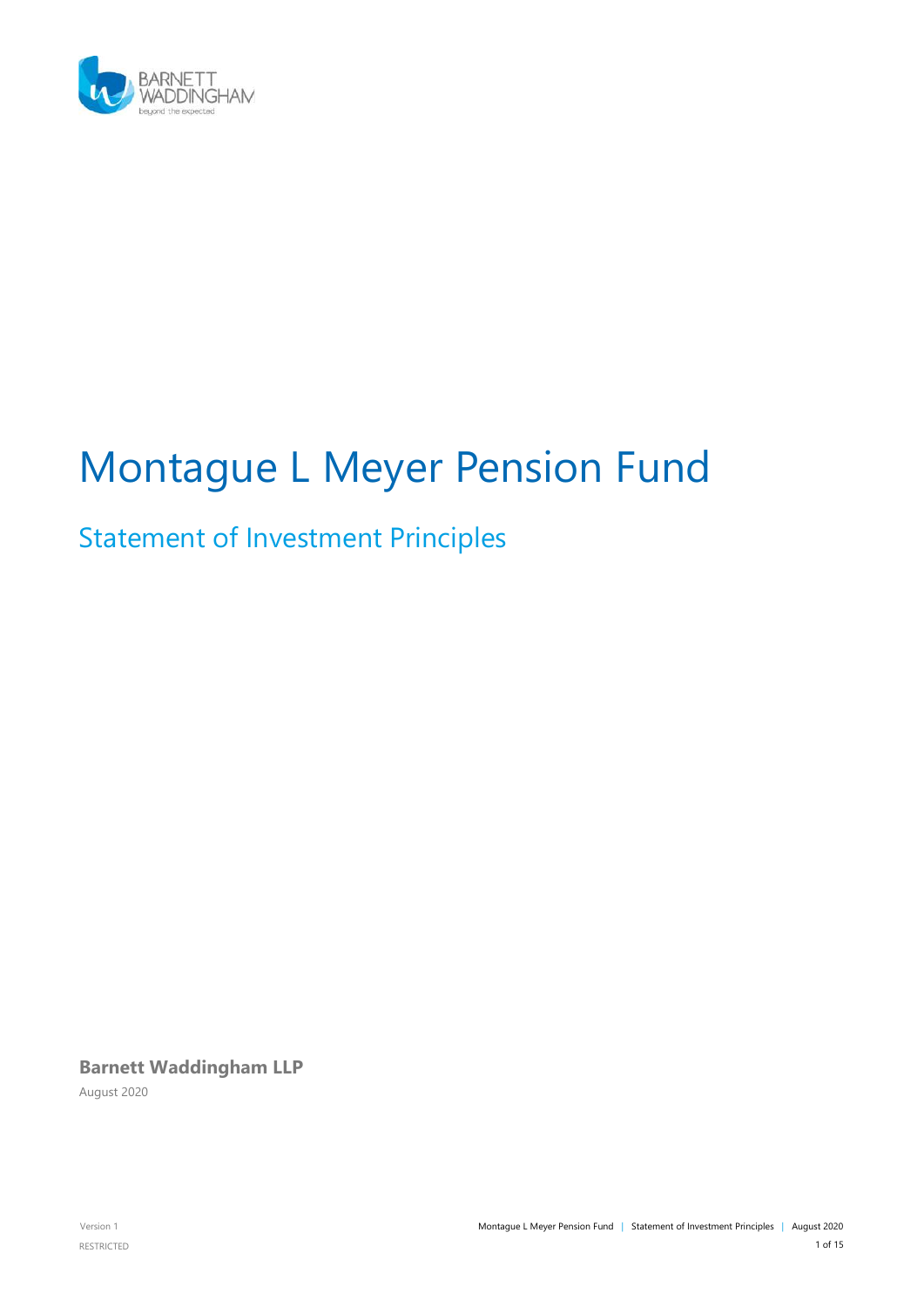# Montague L Meyer Pension Fund

## Statement of Investment Principles

**Barnett Waddingham LLP**

August 2020

Version 1

RESTRICTED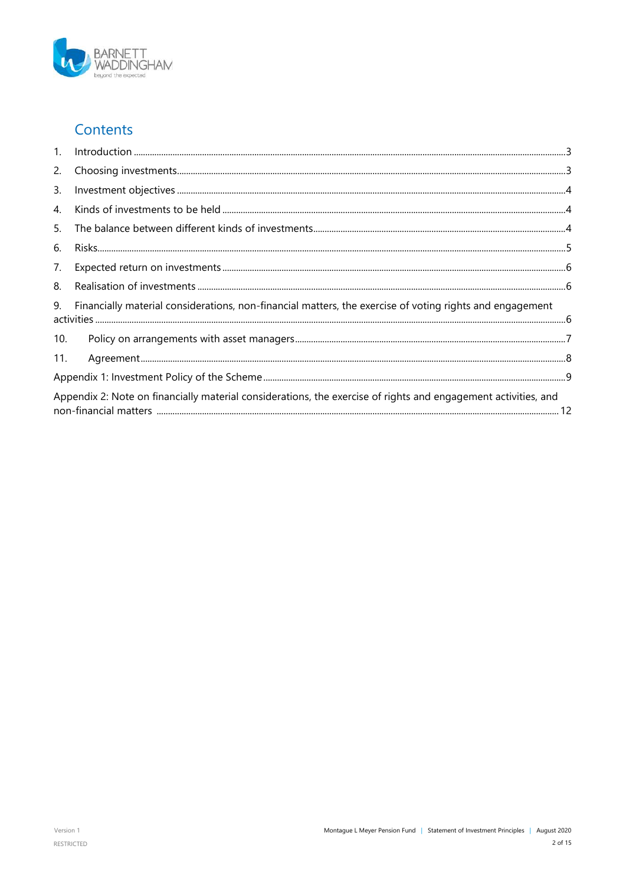# Contents

1. Introduction ..... 3
2. Choosing investments ..... 3
3. Investment objectives ..... 4
4. Kinds of investments to be held ..... 4
5. The balance between different kinds of investments ..... 4
6. Risks ..... 5
7. Expected return on investments ..... 6
8. Realisation of investments ..... 6
9. Financially material considerations, non-financial matters, the exercise of voting rights and engagement activities ..... 6
10. Policy on arrangements with asset managers ..... 7
11. Agreement ..... 8

Appendix 1: Investment Policy of the Scheme ..... 9

Appendix 2: Note on financially material considerations, the exercise of rights and engagement activities, and non-financial matters ..... 12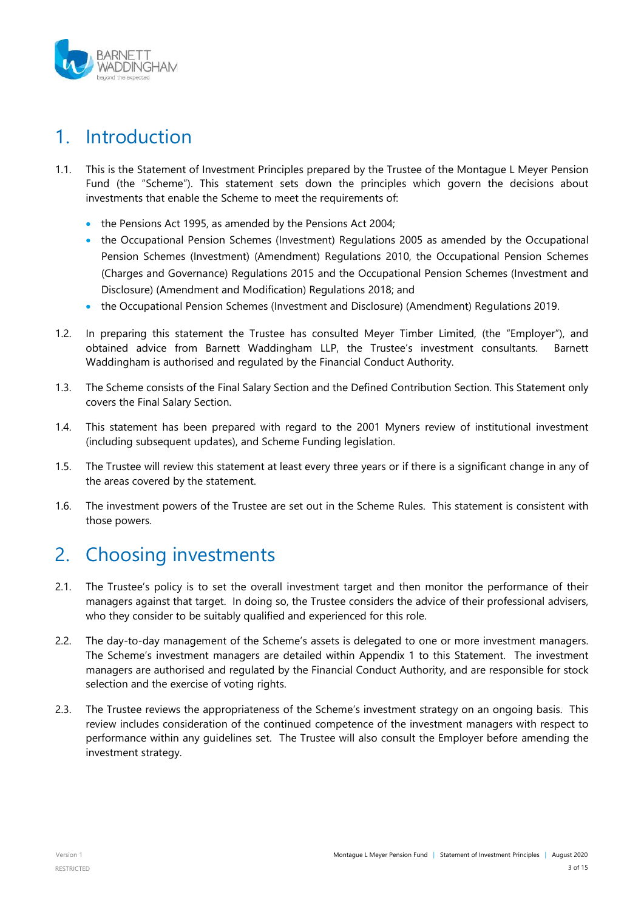# 1. Introduction

1.1. This is the Statement of Investment Principles prepared by the Trustee of the Montague L Meyer Pension Fund (the "Scheme"). This statement sets down the principles which govern the decisions about investments that enable the Scheme to meet the requirements of:

- the Pensions Act 1995, as amended by the Pensions Act 2004;
- the Occupational Pension Schemes (Investment) Regulations 2005 as amended by the Occupational Pension Schemes (Investment) (Amendment) Regulations 2010, the Occupational Pension Schemes (Charges and Governance) Regulations 2015 and the Occupational Pension Schemes (Investment and Disclosure) (Amendment and Modification) Regulations 2018; and
- the Occupational Pension Schemes (Investment and Disclosure) (Amendment) Regulations 2019.

1.2. In preparing this statement the Trustee has consulted Meyer Timber Limited, (the "Employer"), and obtained advice from Barnett Waddingham LLP, the Trustee's investment consultants. Barnett Waddingham is authorised and regulated by the Financial Conduct Authority.

1.3. The Scheme consists of the Final Salary Section and the Defined Contribution Section. This Statement only covers the Final Salary Section.

1.4. This statement has been prepared with regard to the 2001 Myners review of institutional investment (including subsequent updates), and Scheme Funding legislation.

1.5. The Trustee will review this statement at least every three years or if there is a significant change in any of the areas covered by the statement.

1.6. The investment powers of the Trustee are set out in the Scheme Rules. This statement is consistent with those powers.

# 2. Choosing investments

2.1. The Trustee's policy is to set the overall investment target and then monitor the performance of their managers against that target. In doing so, the Trustee considers the advice of their professional advisers, who they consider to be suitably qualified and experienced for this role.

2.2. The day-to-day management of the Scheme's assets is delegated to one or more investment managers. The Scheme's investment managers are detailed within Appendix 1 to this Statement. The investment managers are authorised and regulated by the Financial Conduct Authority, and are responsible for stock selection and the exercise of voting rights.

2.3. The Trustee reviews the appropriateness of the Scheme's investment strategy on an ongoing basis. This review includes consideration of the continued competence of the investment managers with respect to performance within any guidelines set. The Trustee will also consult the Employer before amending the investment strategy.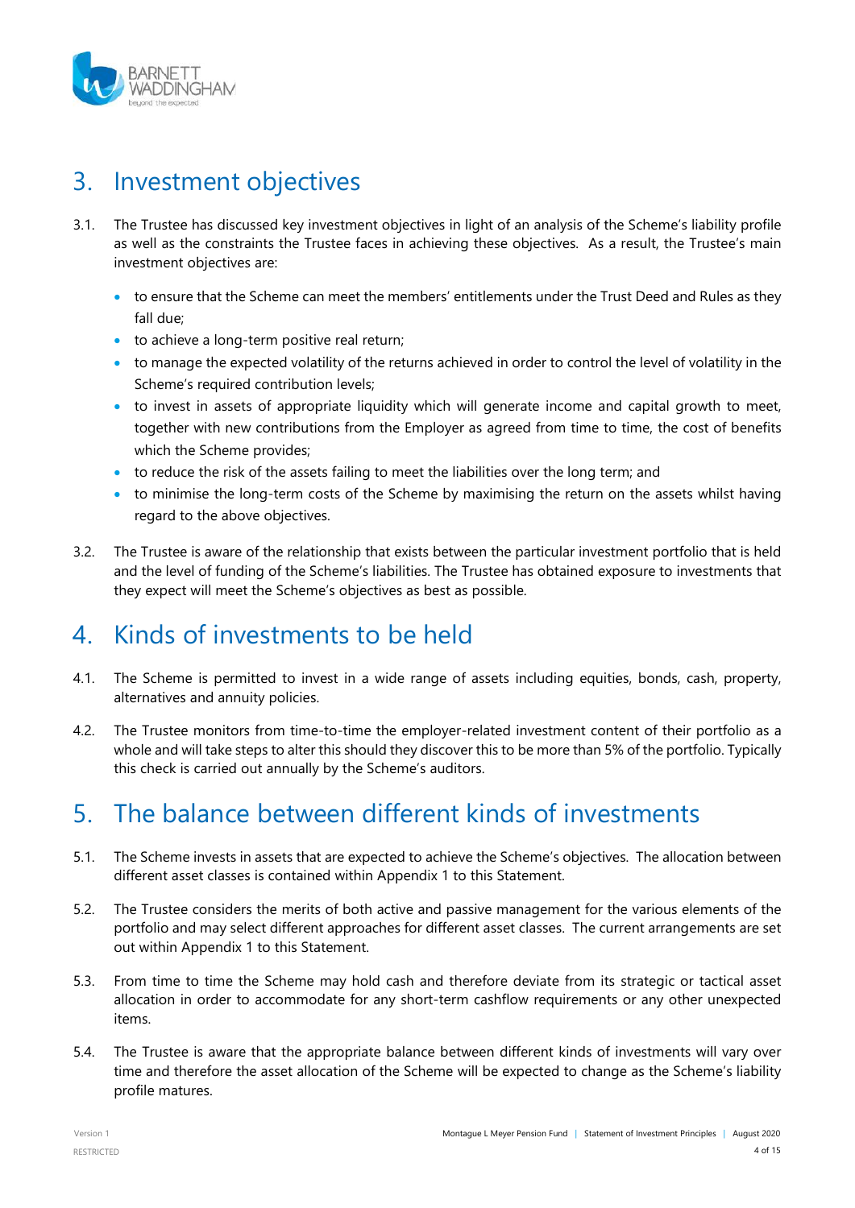# 3. Investment objectives

3.1. The Trustee has discussed key investment objectives in light of an analysis of the Scheme's liability profile as well as the constraints the Trustee faces in achieving these objectives. As a result, the Trustee's main investment objectives are:

- to ensure that the Scheme can meet the members' entitlements under the Trust Deed and Rules as they fall due;
- to achieve a long-term positive real return;
- to manage the expected volatility of the returns achieved in order to control the level of volatility in the Scheme's required contribution levels;
- to invest in assets of appropriate liquidity which will generate income and capital growth to meet, together with new contributions from the Employer as agreed from time to time, the cost of benefits which the Scheme provides;
- to reduce the risk of the assets failing to meet the liabilities over the long term; and
- to minimise the long-term costs of the Scheme by maximising the return on the assets whilst having regard to the above objectives.

3.2. The Trustee is aware of the relationship that exists between the particular investment portfolio that is held and the level of funding of the Scheme's liabilities. The Trustee has obtained exposure to investments that they expect will meet the Scheme's objectives as best as possible.

# 4. Kinds of investments to be held

4.1. The Scheme is permitted to invest in a wide range of assets including equities, bonds, cash, property, alternatives and annuity policies.

4.2. The Trustee monitors from time-to-time the employer-related investment content of their portfolio as a whole and will take steps to alter this should they discover this to be more than 5% of the portfolio. Typically this check is carried out annually by the Scheme's auditors.

# 5. The balance between different kinds of investments

5.1. The Scheme invests in assets that are expected to achieve the Scheme's objectives. The allocation between different asset classes is contained within Appendix 1 to this Statement.

5.2. The Trustee considers the merits of both active and passive management for the various elements of the portfolio and may select different approaches for different asset classes. The current arrangements are set out within Appendix 1 to this Statement.

5.3. From time to time the Scheme may hold cash and therefore deviate from its strategic or tactical asset allocation in order to accommodate for any short-term cashflow requirements or any other unexpected items.

5.4. The Trustee is aware that the appropriate balance between different kinds of investments will vary over time and therefore the asset allocation of the Scheme will be expected to change as the Scheme's liability profile matures.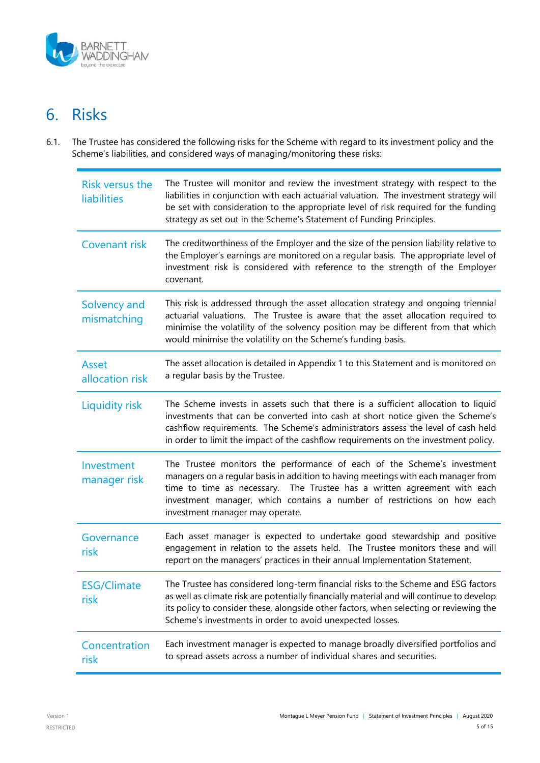# 6. Risks

6.1. The Trustee has considered the following risks for the Scheme with regard to its investment policy and the Scheme's liabilities, and considered ways of managing/monitoring these risks:

| Risk | Management/monitoring |
|---|---|
| Risk versus the liabilities | The Trustee will monitor and review the investment strategy with respect to the liabilities in conjunction with each actuarial valuation. The investment strategy will be set with consideration to the appropriate level of risk required for the funding strategy as set out in the Scheme's Statement of Funding Principles. |
| Covenant risk | The creditworthiness of the Employer and the size of the pension liability relative to the Employer's earnings are monitored on a regular basis. The appropriate level of investment risk is considered with reference to the strength of the Employer covenant. |
| Solvency and mismatching | This risk is addressed through the asset allocation strategy and ongoing triennial actuarial valuations. The Trustee is aware that the asset allocation required to minimise the volatility of the solvency position may be different from that which would minimise the volatility on the Scheme's funding basis. |
| Asset allocation risk | The asset allocation is detailed in Appendix 1 to this Statement and is monitored on a regular basis by the Trustee. |
| Liquidity risk | The Scheme invests in assets such that there is a sufficient allocation to liquid investments that can be converted into cash at short notice given the Scheme's cashflow requirements. The Scheme's administrators assess the level of cash held in order to limit the impact of the cashflow requirements on the investment policy. |
| Investment manager risk | The Trustee monitors the performance of each of the Scheme's investment managers on a regular basis in addition to having meetings with each manager from time to time as necessary. The Trustee has a written agreement with each investment manager, which contains a number of restrictions on how each investment manager may operate. |
| Governance risk | Each asset manager is expected to undertake good stewardship and positive engagement in relation to the assets held. The Trustee monitors these and will report on the managers' practices in their annual Implementation Statement. |
| ESG/Climate risk | The Trustee has considered long-term financial risks to the Scheme and ESG factors as well as climate risk are potentially financially material and will continue to develop its policy to consider these, alongside other factors, when selecting or reviewing the Scheme's investments in order to avoid unexpected losses. |
| Concentration risk | Each investment manager is expected to manage broadly diversified portfolios and to spread assets across a number of individual shares and securities. |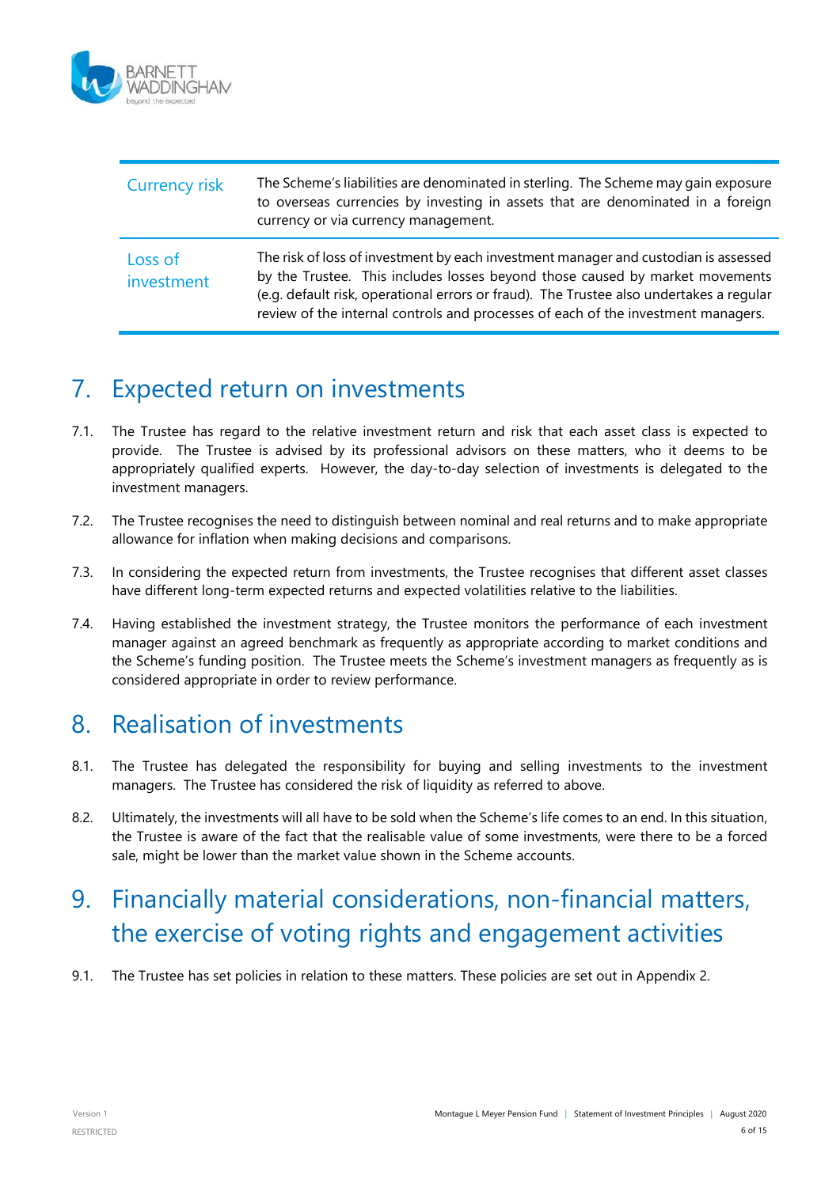| | |
|---|---|
| Currency risk | The Scheme's liabilities are denominated in sterling. The Scheme may gain exposure to overseas currencies by investing in assets that are denominated in a foreign currency or via currency management. |
| Loss of investment | The risk of loss of investment by each investment manager and custodian is assessed by the Trustee. This includes losses beyond those caused by market movements (e.g. default risk, operational errors or fraud). The Trustee also undertakes a regular review of the internal controls and processes of each of the investment managers. |

# 7. Expected return on investments

7.1. The Trustee has regard to the relative investment return and risk that each asset class is expected to provide. The Trustee is advised by its professional advisors on these matters, who it deems to be appropriately qualified experts. However, the day-to-day selection of investments is delegated to the investment managers.

7.2. The Trustee recognises the need to distinguish between nominal and real returns and to make appropriate allowance for inflation when making decisions and comparisons.

7.3. In considering the expected return from investments, the Trustee recognises that different asset classes have different long-term expected returns and expected volatilities relative to the liabilities.

7.4. Having established the investment strategy, the Trustee monitors the performance of each investment manager against an agreed benchmark as frequently as appropriate according to market conditions and the Scheme's funding position. The Trustee meets the Scheme's investment managers as frequently as is considered appropriate in order to review performance.

# 8. Realisation of investments

8.1. The Trustee has delegated the responsibility for buying and selling investments to the investment managers. The Trustee has considered the risk of liquidity as referred to above.

8.2. Ultimately, the investments will all have to be sold when the Scheme's life comes to an end. In this situation, the Trustee is aware of the fact that the realisable value of some investments, were there to be a forced sale, might be lower than the market value shown in the Scheme accounts.

# 9. Financially material considerations, non-financial matters, the exercise of voting rights and engagement activities

9.1. The Trustee has set policies in relation to these matters. These policies are set out in Appendix 2.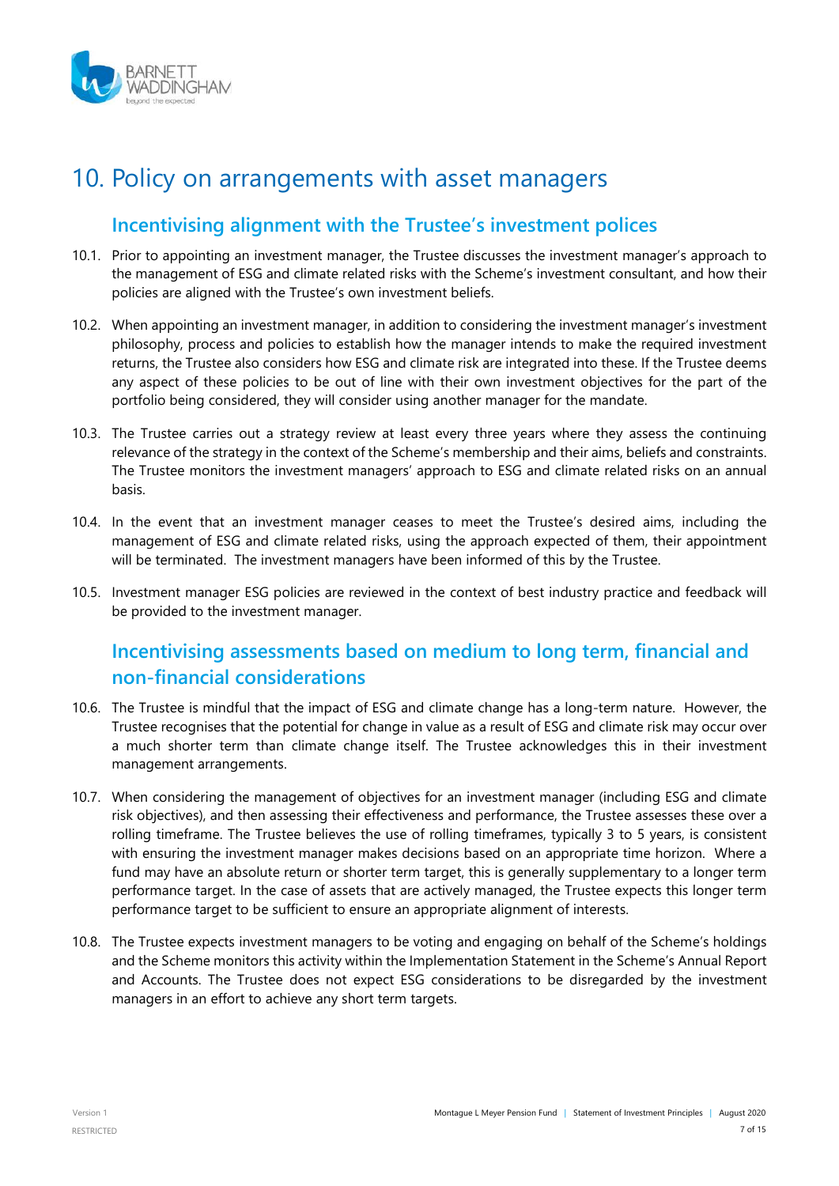# 10. Policy on arrangements with asset managers

## Incentivising alignment with the Trustee's investment polices

10.1. Prior to appointing an investment manager, the Trustee discusses the investment manager's approach to the management of ESG and climate related risks with the Scheme's investment consultant, and how their policies are aligned with the Trustee's own investment beliefs.

10.2. When appointing an investment manager, in addition to considering the investment manager's investment philosophy, process and policies to establish how the manager intends to make the required investment returns, the Trustee also considers how ESG and climate risk are integrated into these. If the Trustee deems any aspect of these policies to be out of line with their own investment objectives for the part of the portfolio being considered, they will consider using another manager for the mandate.

10.3. The Trustee carries out a strategy review at least every three years where they assess the continuing relevance of the strategy in the context of the Scheme's membership and their aims, beliefs and constraints. The Trustee monitors the investment managers' approach to ESG and climate related risks on an annual basis.

10.4. In the event that an investment manager ceases to meet the Trustee's desired aims, including the management of ESG and climate related risks, using the approach expected of them, their appointment will be terminated. The investment managers have been informed of this by the Trustee.

10.5. Investment manager ESG policies are reviewed in the context of best industry practice and feedback will be provided to the investment manager.

## Incentivising assessments based on medium to long term, financial and non-financial considerations

10.6. The Trustee is mindful that the impact of ESG and climate change has a long-term nature. However, the Trustee recognises that the potential for change in value as a result of ESG and climate risk may occur over a much shorter term than climate change itself. The Trustee acknowledges this in their investment management arrangements.

10.7. When considering the management of objectives for an investment manager (including ESG and climate risk objectives), and then assessing their effectiveness and performance, the Trustee assesses these over a rolling timeframe. The Trustee believes the use of rolling timeframes, typically 3 to 5 years, is consistent with ensuring the investment manager makes decisions based on an appropriate time horizon. Where a fund may have an absolute return or shorter term target, this is generally supplementary to a longer term performance target. In the case of assets that are actively managed, the Trustee expects this longer term performance target to be sufficient to ensure an appropriate alignment of interests.

10.8. The Trustee expects investment managers to be voting and engaging on behalf of the Scheme's holdings and the Scheme monitors this activity within the Implementation Statement in the Scheme's Annual Report and Accounts. The Trustee does not expect ESG considerations to be disregarded by the investment managers in an effort to achieve any short term targets.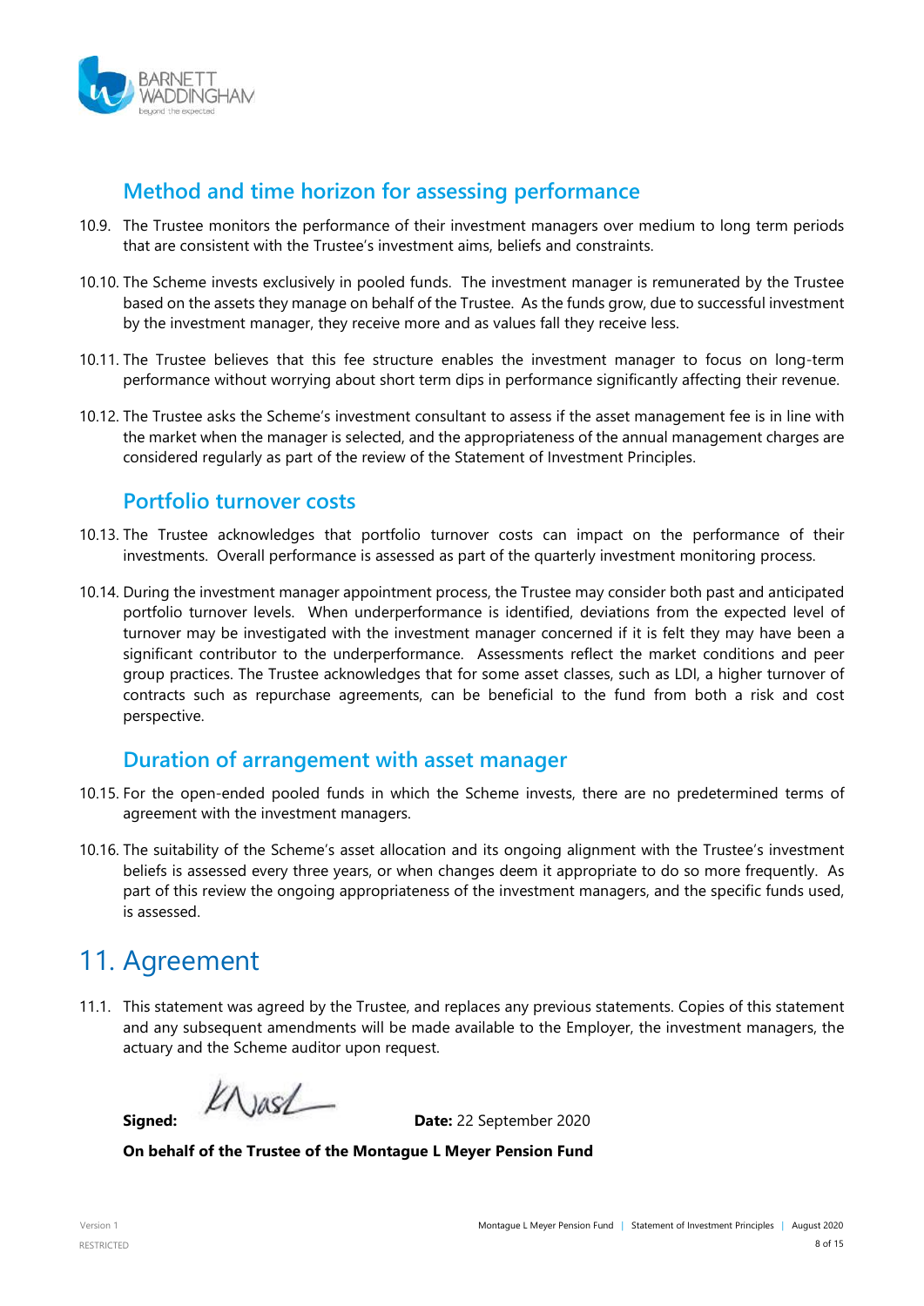## Method and time horizon for assessing performance

10.9. The Trustee monitors the performance of their investment managers over medium to long term periods that are consistent with the Trustee's investment aims, beliefs and constraints.

10.10. The Scheme invests exclusively in pooled funds. The investment manager is remunerated by the Trustee based on the assets they manage on behalf of the Trustee. As the funds grow, due to successful investment by the investment manager, they receive more and as values fall they receive less.

10.11. The Trustee believes that this fee structure enables the investment manager to focus on long-term performance without worrying about short term dips in performance significantly affecting their revenue.

10.12. The Trustee asks the Scheme's investment consultant to assess if the asset management fee is in line with the market when the manager is selected, and the appropriateness of the annual management charges are considered regularly as part of the review of the Statement of Investment Principles.

## Portfolio turnover costs

10.13. The Trustee acknowledges that portfolio turnover costs can impact on the performance of their investments. Overall performance is assessed as part of the quarterly investment monitoring process.

10.14. During the investment manager appointment process, the Trustee may consider both past and anticipated portfolio turnover levels. When underperformance is identified, deviations from the expected level of turnover may be investigated with the investment manager concerned if it is felt they may have been a significant contributor to the underperformance. Assessments reflect the market conditions and peer group practices. The Trustee acknowledges that for some asset classes, such as LDI, a higher turnover of contracts such as repurchase agreements, can be beneficial to the fund from both a risk and cost perspective.

## Duration of arrangement with asset manager

10.15. For the open-ended pooled funds in which the Scheme invests, there are no predetermined terms of agreement with the investment managers.

10.16. The suitability of the Scheme's asset allocation and its ongoing alignment with the Trustee's investment beliefs is assessed every three years, or when changes deem it appropriate to do so more frequently. As part of this review the ongoing appropriateness of the investment managers, and the specific funds used, is assessed.

# 11. Agreement

11.1. This statement was agreed by the Trustee, and replaces any previous statements. Copies of this statement and any subsequent amendments will be made available to the Employer, the investment managers, the actuary and the Scheme auditor upon request.

**Signed:** KNash **Date:** 22 September 2020

**On behalf of the Trustee of the Montague L Meyer Pension Fund**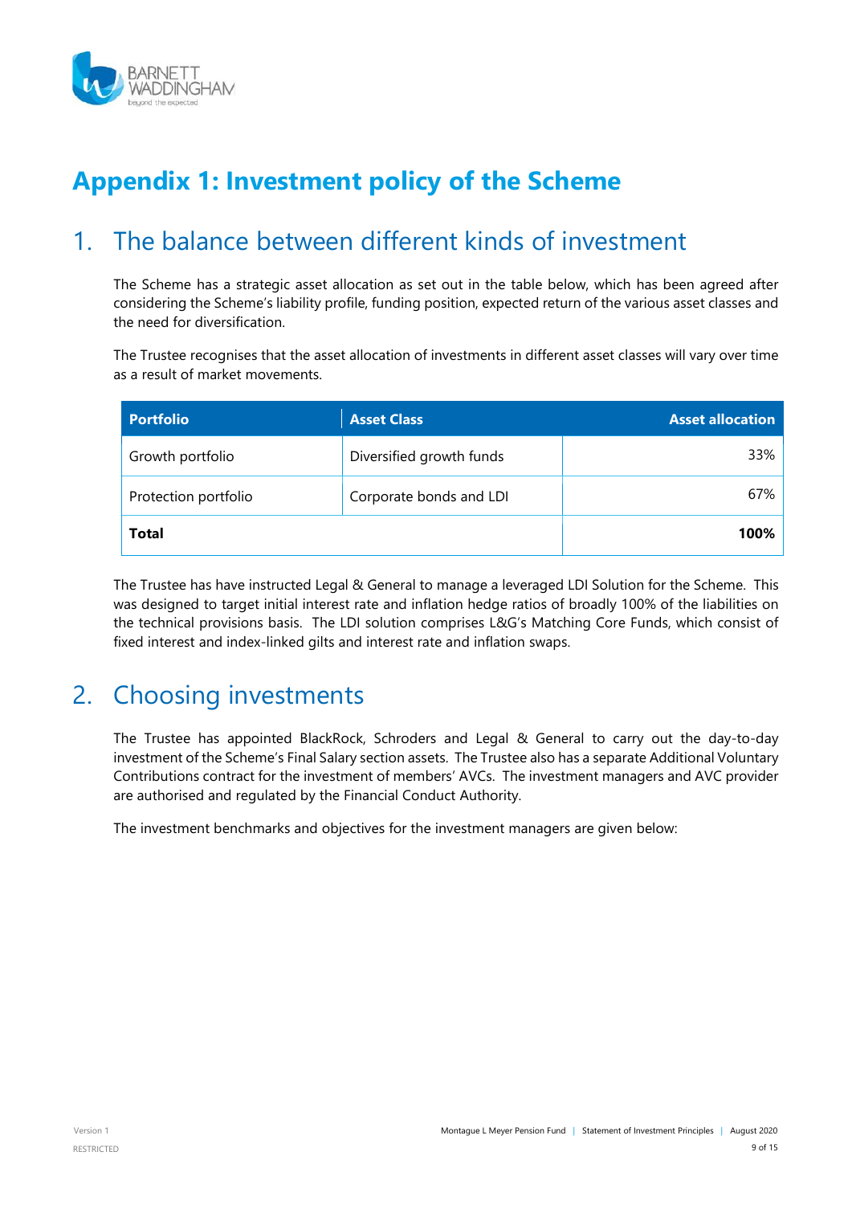# Appendix 1: Investment policy of the Scheme

## 1. The balance between different kinds of investment

The Scheme has a strategic asset allocation as set out in the table below, which has been agreed after considering the Scheme's liability profile, funding position, expected return of the various asset classes and the need for diversification.

The Trustee recognises that the asset allocation of investments in different asset classes will vary over time as a result of market movements.

| Portfolio | Asset Class | Asset allocation |
|---|---|---|
| Growth portfolio | Diversified growth funds | 33% |
| Protection portfolio | Corporate bonds and LDI | 67% |
| **Total** | | **100%** |

The Trustee has have instructed Legal & General to manage a leveraged LDI Solution for the Scheme. This was designed to target initial interest rate and inflation hedge ratios of broadly 100% of the liabilities on the technical provisions basis. The LDI solution comprises L&G's Matching Core Funds, which consist of fixed interest and index-linked gilts and interest rate and inflation swaps.

## 2. Choosing investments

The Trustee has appointed BlackRock, Schroders and Legal & General to carry out the day-to-day investment of the Scheme's Final Salary section assets. The Trustee also has a separate Additional Voluntary Contributions contract for the investment of members' AVCs. The investment managers and AVC provider are authorised and regulated by the Financial Conduct Authority.

The investment benchmarks and objectives for the investment managers are given below: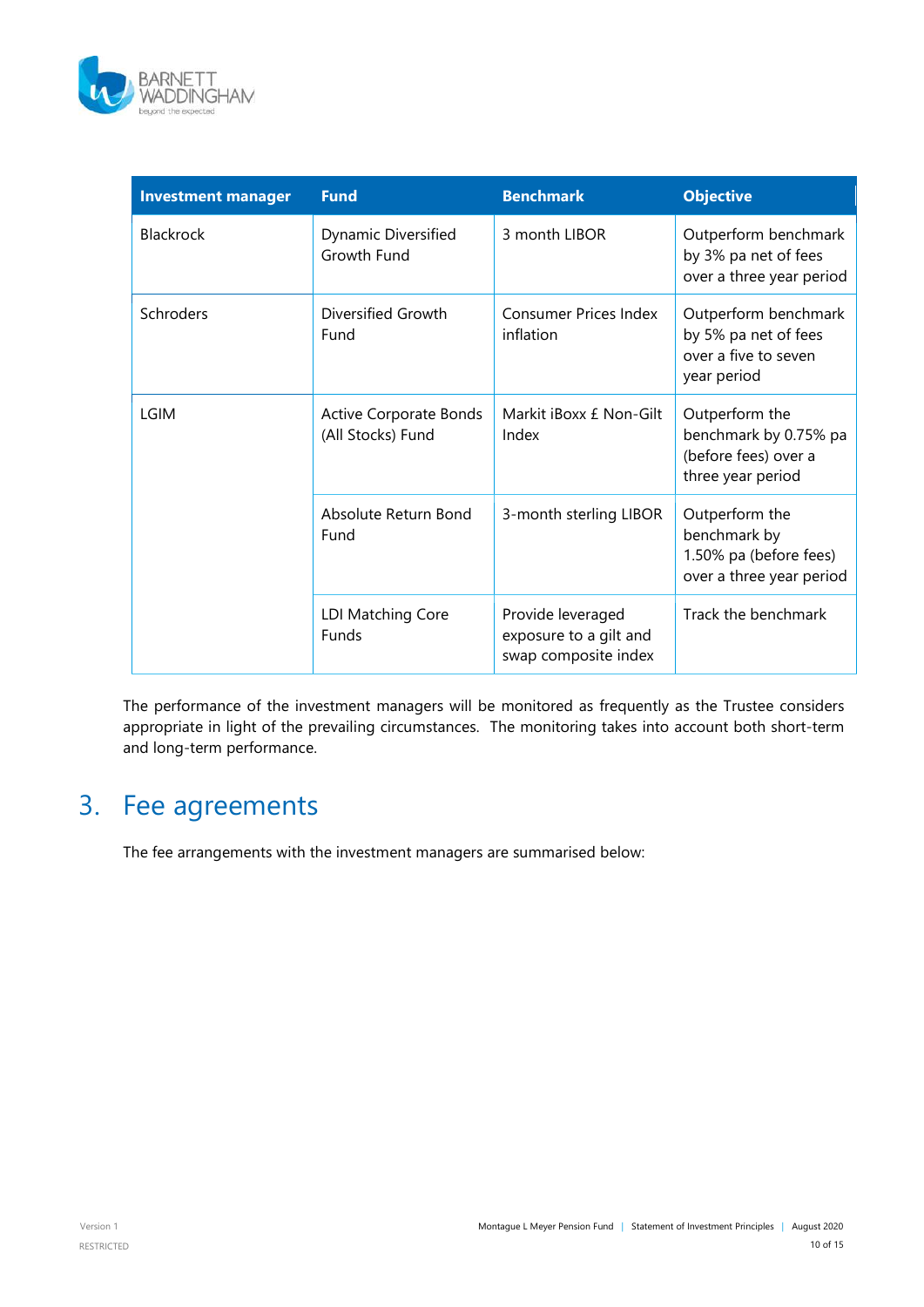| Investment manager | Fund | Benchmark | Objective |
| --- | --- | --- | --- |
| Blackrock | Dynamic Diversified Growth Fund | 3 month LIBOR | Outperform benchmark by 3% pa net of fees over a three year period |
| Schroders | Diversified Growth Fund | Consumer Prices Index inflation | Outperform benchmark by 5% pa net of fees over a five to seven year period |
| LGIM | Active Corporate Bonds (All Stocks) Fund | Markit iBoxx £ Non-Gilt Index | Outperform the benchmark by 0.75% pa (before fees) over a three year period |
| | Absolute Return Bond Fund | 3-month sterling LIBOR | Outperform the benchmark by 1.50% pa (before fees) over a three year period |
| | LDI Matching Core Funds | Provide leveraged exposure to a gilt and swap composite index | Track the benchmark |

The performance of the investment managers will be monitored as frequently as the Trustee considers appropriate in light of the prevailing circumstances. The monitoring takes into account both short-term and long-term performance.

# 3. Fee agreements

The fee arrangements with the investment managers are summarised below: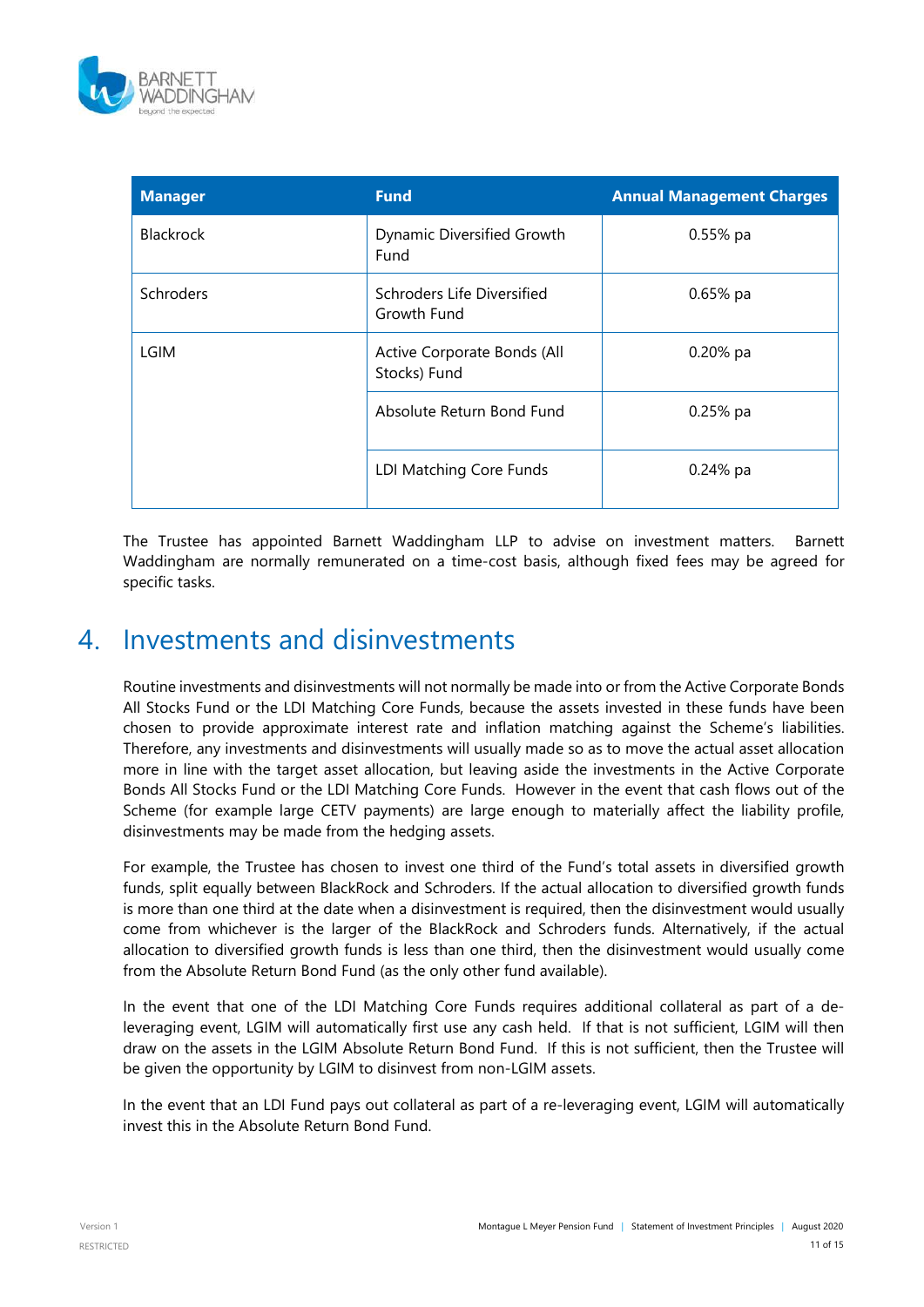| Manager | Fund | Annual Management Charges |
|---|---|---|
| Blackrock | Dynamic Diversified Growth Fund | 0.55% pa |
| Schroders | Schroders Life Diversified Growth Fund | 0.65% pa |
| LGIM | Active Corporate Bonds (All Stocks) Fund | 0.20% pa |
| | Absolute Return Bond Fund | 0.25% pa |
| | LDI Matching Core Funds | 0.24% pa |

The Trustee has appointed Barnett Waddingham LLP to advise on investment matters. Barnett Waddingham are normally remunerated on a time-cost basis, although fixed fees may be agreed for specific tasks.

# 4. Investments and disinvestments

Routine investments and disinvestments will not normally be made into or from the Active Corporate Bonds All Stocks Fund or the LDI Matching Core Funds, because the assets invested in these funds have been chosen to provide approximate interest rate and inflation matching against the Scheme's liabilities. Therefore, any investments and disinvestments will usually made so as to move the actual asset allocation more in line with the target asset allocation, but leaving aside the investments in the Active Corporate Bonds All Stocks Fund or the LDI Matching Core Funds. However in the event that cash flows out of the Scheme (for example large CETV payments) are large enough to materially affect the liability profile, disinvestments may be made from the hedging assets.

For example, the Trustee has chosen to invest one third of the Fund's total assets in diversified growth funds, split equally between BlackRock and Schroders. If the actual allocation to diversified growth funds is more than one third at the date when a disinvestment is required, then the disinvestment would usually come from whichever is the larger of the BlackRock and Schroders funds. Alternatively, if the actual allocation to diversified growth funds is less than one third, then the disinvestment would usually come from the Absolute Return Bond Fund (as the only other fund available).

In the event that one of the LDI Matching Core Funds requires additional collateral as part of a de-leveraging event, LGIM will automatically first use any cash held. If that is not sufficient, LGIM will then draw on the assets in the LGIM Absolute Return Bond Fund. If this is not sufficient, then the Trustee will be given the opportunity by LGIM to disinvest from non-LGIM assets.

In the event that an LDI Fund pays out collateral as part of a re-leveraging event, LGIM will automatically invest this in the Absolute Return Bond Fund.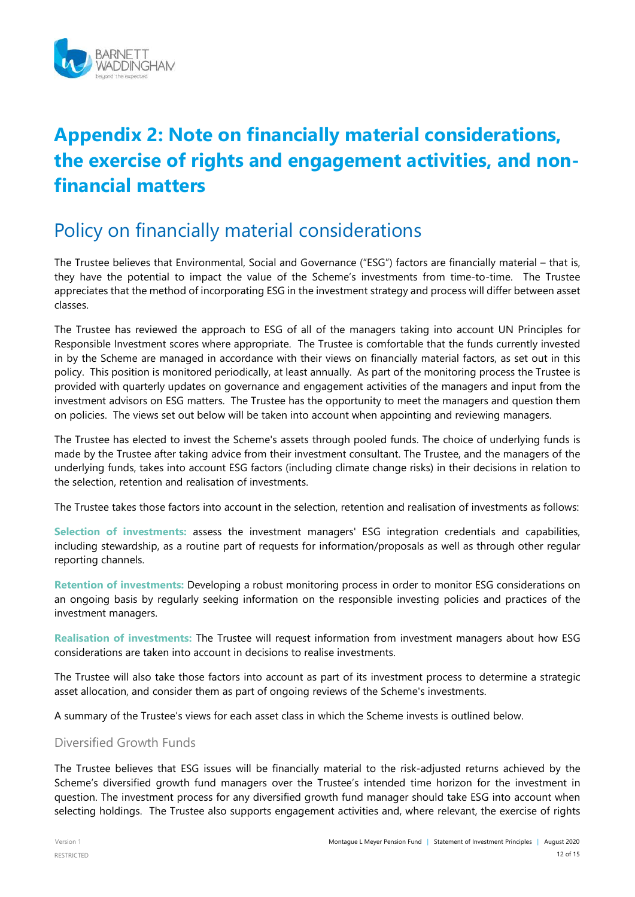# Appendix 2: Note on financially material considerations, the exercise of rights and engagement activities, and non-financial matters

## Policy on financially material considerations

The Trustee believes that Environmental, Social and Governance ("ESG") factors are financially material – that is, they have the potential to impact the value of the Scheme's investments from time-to-time. The Trustee appreciates that the method of incorporating ESG in the investment strategy and process will differ between asset classes.

The Trustee has reviewed the approach to ESG of all of the managers taking into account UN Principles for Responsible Investment scores where appropriate. The Trustee is comfortable that the funds currently invested in by the Scheme are managed in accordance with their views on financially material factors, as set out in this policy. This position is monitored periodically, at least annually. As part of the monitoring process the Trustee is provided with quarterly updates on governance and engagement activities of the managers and input from the investment advisors on ESG matters. The Trustee has the opportunity to meet the managers and question them on policies. The views set out below will be taken into account when appointing and reviewing managers.

The Trustee has elected to invest the Scheme's assets through pooled funds. The choice of underlying funds is made by the Trustee after taking advice from their investment consultant. The Trustee, and the managers of the underlying funds, takes into account ESG factors (including climate change risks) in their decisions in relation to the selection, retention and realisation of investments.

The Trustee takes those factors into account in the selection, retention and realisation of investments as follows:

**Selection of investments:** assess the investment managers' ESG integration credentials and capabilities, including stewardship, as a routine part of requests for information/proposals as well as through other regular reporting channels.

**Retention of investments:** Developing a robust monitoring process in order to monitor ESG considerations on an ongoing basis by regularly seeking information on the responsible investing policies and practices of the investment managers.

**Realisation of investments:** The Trustee will request information from investment managers about how ESG considerations are taken into account in decisions to realise investments.

The Trustee will also take those factors into account as part of its investment process to determine a strategic asset allocation, and consider them as part of ongoing reviews of the Scheme's investments.

A summary of the Trustee's views for each asset class in which the Scheme invests is outlined below.

### Diversified Growth Funds

The Trustee believes that ESG issues will be financially material to the risk-adjusted returns achieved by the Scheme's diversified growth fund managers over the Trustee's intended time horizon for the investment in question. The investment process for any diversified growth fund manager should take ESG into account when selecting holdings. The Trustee also supports engagement activities and, where relevant, the exercise of rights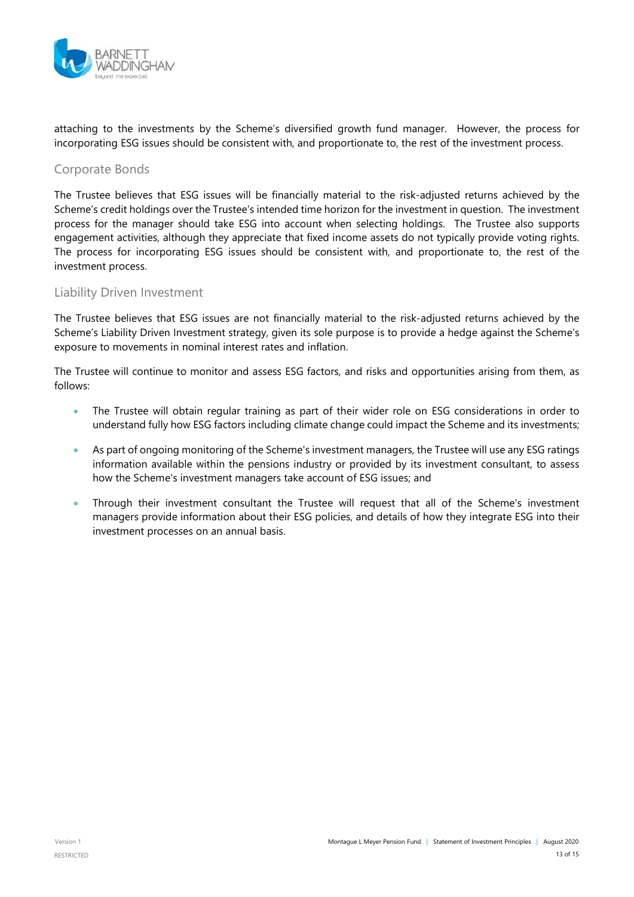attaching to the investments by the Scheme's diversified growth fund manager. However, the process for incorporating ESG issues should be consistent with, and proportionate to, the rest of the investment process.

## Corporate Bonds

The Trustee believes that ESG issues will be financially material to the risk-adjusted returns achieved by the Scheme's credit holdings over the Trustee's intended time horizon for the investment in question. The investment process for the manager should take ESG into account when selecting holdings. The Trustee also supports engagement activities, although they appreciate that fixed income assets do not typically provide voting rights. The process for incorporating ESG issues should be consistent with, and proportionate to, the rest of the investment process.

## Liability Driven Investment

The Trustee believes that ESG issues are not financially material to the risk-adjusted returns achieved by the Scheme's Liability Driven Investment strategy, given its sole purpose is to provide a hedge against the Scheme's exposure to movements in nominal interest rates and inflation.

The Trustee will continue to monitor and assess ESG factors, and risks and opportunities arising from them, as follows:

- The Trustee will obtain regular training as part of their wider role on ESG considerations in order to understand fully how ESG factors including climate change could impact the Scheme and its investments;
- As part of ongoing monitoring of the Scheme's investment managers, the Trustee will use any ESG ratings information available within the pensions industry or provided by its investment consultant, to assess how the Scheme's investment managers take account of ESG issues; and
- Through their investment consultant the Trustee will request that all of the Scheme's investment managers provide information about their ESG policies, and details of how they integrate ESG into their investment processes on an annual basis.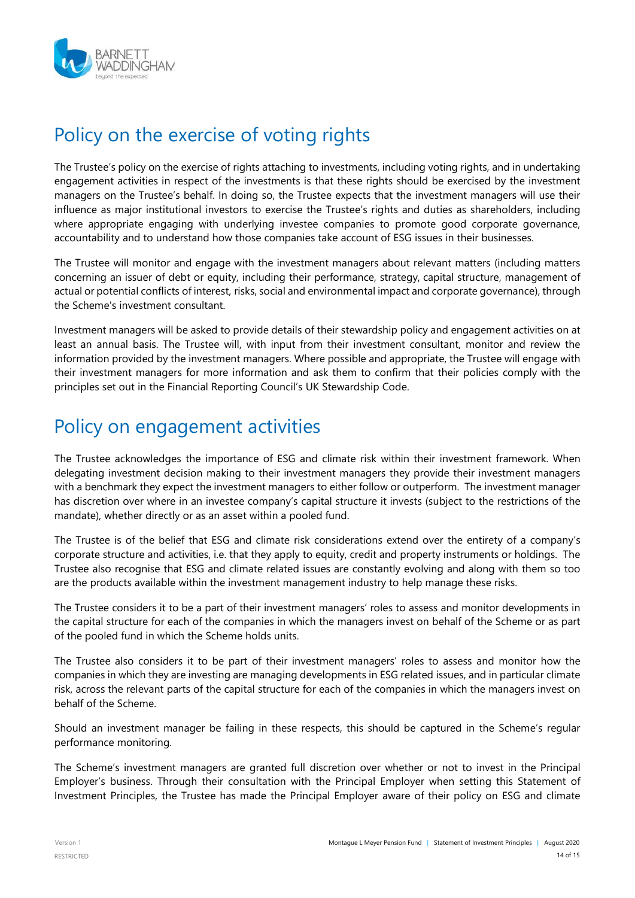# Policy on the exercise of voting rights

The Trustee's policy on the exercise of rights attaching to investments, including voting rights, and in undertaking engagement activities in respect of the investments is that these rights should be exercised by the investment managers on the Trustee's behalf. In doing so, the Trustee expects that the investment managers will use their influence as major institutional investors to exercise the Trustee's rights and duties as shareholders, including where appropriate engaging with underlying investee companies to promote good corporate governance, accountability and to understand how those companies take account of ESG issues in their businesses.

The Trustee will monitor and engage with the investment managers about relevant matters (including matters concerning an issuer of debt or equity, including their performance, strategy, capital structure, management of actual or potential conflicts of interest, risks, social and environmental impact and corporate governance), through the Scheme's investment consultant.

Investment managers will be asked to provide details of their stewardship policy and engagement activities on at least an annual basis. The Trustee will, with input from their investment consultant, monitor and review the information provided by the investment managers. Where possible and appropriate, the Trustee will engage with their investment managers for more information and ask them to confirm that their policies comply with the principles set out in the Financial Reporting Council's UK Stewardship Code.

# Policy on engagement activities

The Trustee acknowledges the importance of ESG and climate risk within their investment framework. When delegating investment decision making to their investment managers they provide their investment managers with a benchmark they expect the investment managers to either follow or outperform. The investment manager has discretion over where in an investee company's capital structure it invests (subject to the restrictions of the mandate), whether directly or as an asset within a pooled fund.

The Trustee is of the belief that ESG and climate risk considerations extend over the entirety of a company's corporate structure and activities, i.e. that they apply to equity, credit and property instruments or holdings. The Trustee also recognise that ESG and climate related issues are constantly evolving and along with them so too are the products available within the investment management industry to help manage these risks.

The Trustee considers it to be a part of their investment managers' roles to assess and monitor developments in the capital structure for each of the companies in which the managers invest on behalf of the Scheme or as part of the pooled fund in which the Scheme holds units.

The Trustee also considers it to be part of their investment managers' roles to assess and monitor how the companies in which they are investing are managing developments in ESG related issues, and in particular climate risk, across the relevant parts of the capital structure for each of the companies in which the managers invest on behalf of the Scheme.

Should an investment manager be failing in these respects, this should be captured in the Scheme's regular performance monitoring.

The Scheme's investment managers are granted full discretion over whether or not to invest in the Principal Employer's business. Through their consultation with the Principal Employer when setting this Statement of Investment Principles, the Trustee has made the Principal Employer aware of their policy on ESG and climate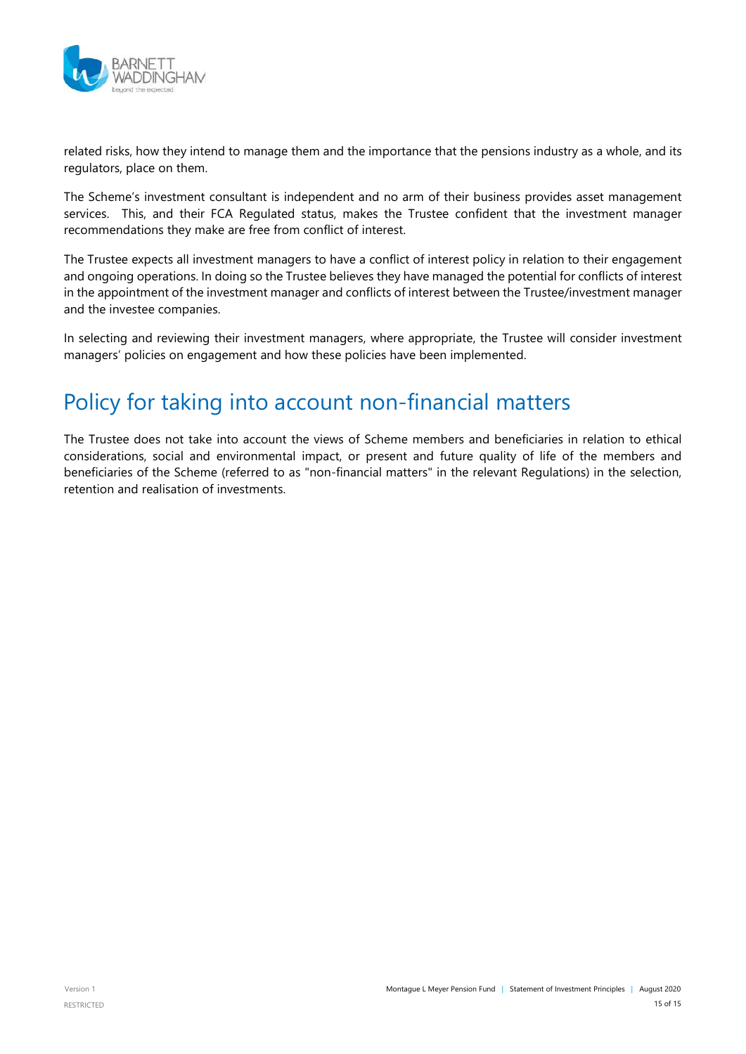related risks, how they intend to manage them and the importance that the pensions industry as a whole, and its regulators, place on them.

The Scheme's investment consultant is independent and no arm of their business provides asset management services. This, and their FCA Regulated status, makes the Trustee confident that the investment manager recommendations they make are free from conflict of interest.

The Trustee expects all investment managers to have a conflict of interest policy in relation to their engagement and ongoing operations. In doing so the Trustee believes they have managed the potential for conflicts of interest in the appointment of the investment manager and conflicts of interest between the Trustee/investment manager and the investee companies.

In selecting and reviewing their investment managers, where appropriate, the Trustee will consider investment managers' policies on engagement and how these policies have been implemented.

# Policy for taking into account non-financial matters

The Trustee does not take into account the views of Scheme members and beneficiaries in relation to ethical considerations, social and environmental impact, or present and future quality of life of the members and beneficiaries of the Scheme (referred to as "non-financial matters" in the relevant Regulations) in the selection, retention and realisation of investments.